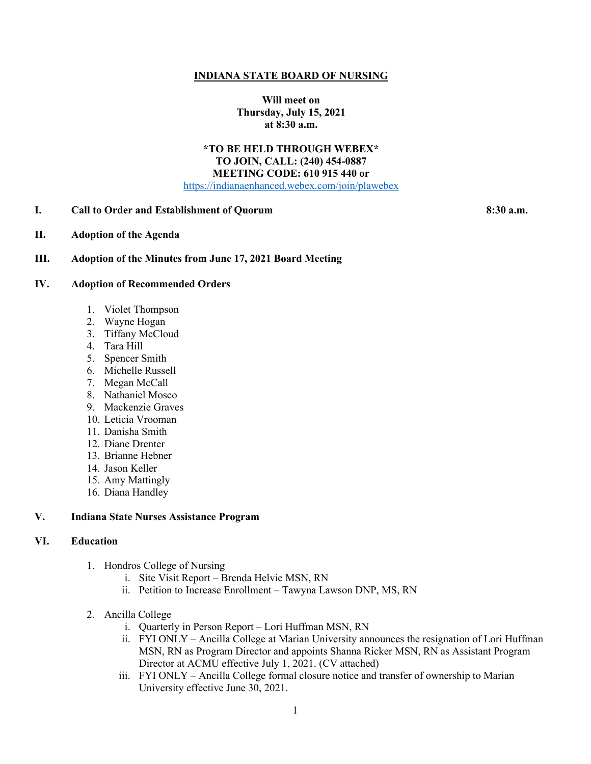# INDIANA STATE BOARD OF NURSING

**Will meet on**
**Thursday, July 15, 2021**
**at 8:30 a.m.**

**\*TO BE HELD THROUGH WEBEX\***
**TO JOIN, CALL: (240) 454-0887**
**MEETING CODE: 610 915 440 or**
https://indianaenhanced.webex.com/join/plawebex

## I. Call to Order and Establishment of Quorum — 8:30 a.m.

## II. Adoption of the Agenda

## III. Adoption of the Minutes from June 17, 2021 Board Meeting

## IV. Adoption of Recommended Orders

1. Violet Thompson
2. Wayne Hogan
3. Tiffany McCloud
4. Tara Hill
5. Spencer Smith
6. Michelle Russell
7. Megan McCall
8. Nathaniel Mosco
9. Mackenzie Graves
10. Leticia Vrooman
11. Danisha Smith
12. Diane Drenter
13. Brianne Hebner
14. Jason Keller
15. Amy Mattingly
16. Diana Handley

## V. Indiana State Nurses Assistance Program

## VI. Education

1. Hondros College of Nursing
   - i. Site Visit Report – Brenda Helvie MSN, RN
   - ii. Petition to Increase Enrollment – Tawyna Lawson DNP, MS, RN

2. Ancilla College
   - i. Quarterly in Person Report – Lori Huffman MSN, RN
   - ii. FYI ONLY – Ancilla College at Marian University announces the resignation of Lori Huffman MSN, RN as Program Director and appoints Shanna Ricker MSN, RN as Assistant Program Director at ACMU effective July 1, 2021. (CV attached)
   - iii. FYI ONLY – Ancilla College formal closure notice and transfer of ownership to Marian University effective June 30, 2021.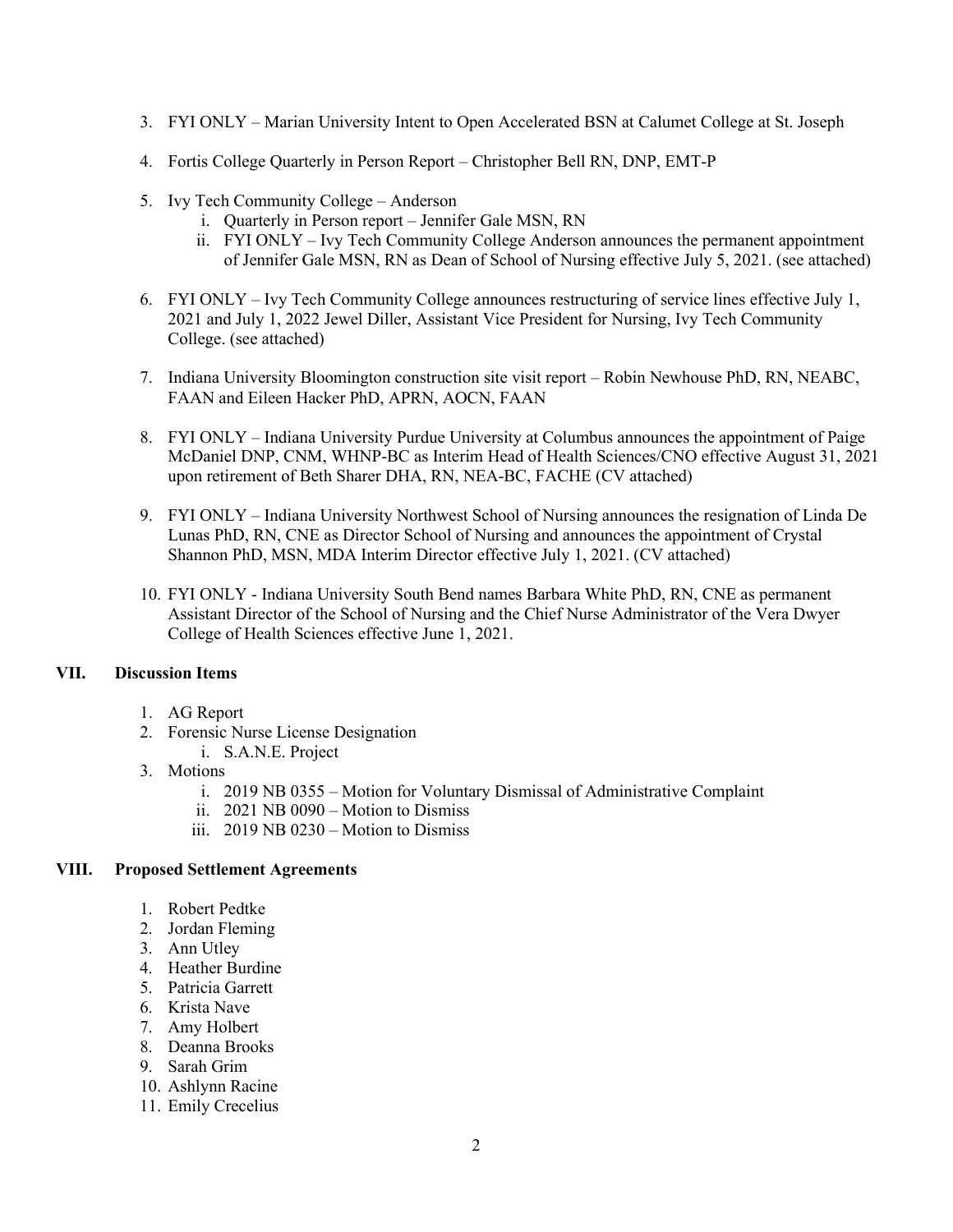3. FYI ONLY – Marian University Intent to Open Accelerated BSN at Calumet College at St. Joseph

4. Fortis College Quarterly in Person Report – Christopher Bell RN, DNP, EMT-P

5. Ivy Tech Community College – Anderson
   i. Quarterly in Person report – Jennifer Gale MSN, RN
   ii. FYI ONLY – Ivy Tech Community College Anderson announces the permanent appointment of Jennifer Gale MSN, RN as Dean of School of Nursing effective July 5, 2021. (see attached)

6. FYI ONLY – Ivy Tech Community College announces restructuring of service lines effective July 1, 2021 and July 1, 2022 Jewel Diller, Assistant Vice President for Nursing, Ivy Tech Community College. (see attached)

7. Indiana University Bloomington construction site visit report – Robin Newhouse PhD, RN, NEABC, FAAN and Eileen Hacker PhD, APRN, AOCN, FAAN

8. FYI ONLY – Indiana University Purdue University at Columbus announces the appointment of Paige McDaniel DNP, CNM, WHNP-BC as Interim Head of Health Sciences/CNO effective August 31, 2021 upon retirement of Beth Sharer DHA, RN, NEA-BC, FACHE (CV attached)

9. FYI ONLY – Indiana University Northwest School of Nursing announces the resignation of Linda De Lunas PhD, RN, CNE as Director School of Nursing and announces the appointment of Crystal Shannon PhD, MSN, MDA Interim Director effective July 1, 2021. (CV attached)

10. FYI ONLY - Indiana University South Bend names Barbara White PhD, RN, CNE as permanent Assistant Director of the School of Nursing and the Chief Nurse Administrator of the Vera Dwyer College of Health Sciences effective June 1, 2021.

## VII. Discussion Items

1. AG Report
2. Forensic Nurse License Designation
   i. S.A.N.E. Project
3. Motions
   i. 2019 NB 0355 – Motion for Voluntary Dismissal of Administrative Complaint
   ii. 2021 NB 0090 – Motion to Dismiss
   iii. 2019 NB 0230 – Motion to Dismiss

## VIII. Proposed Settlement Agreements

1. Robert Pedtke
2. Jordan Fleming
3. Ann Utley
4. Heather Burdine
5. Patricia Garrett
6. Krista Nave
7. Amy Holbert
8. Deanna Brooks
9. Sarah Grim
10. Ashlynn Racine
11. Emily Crecelius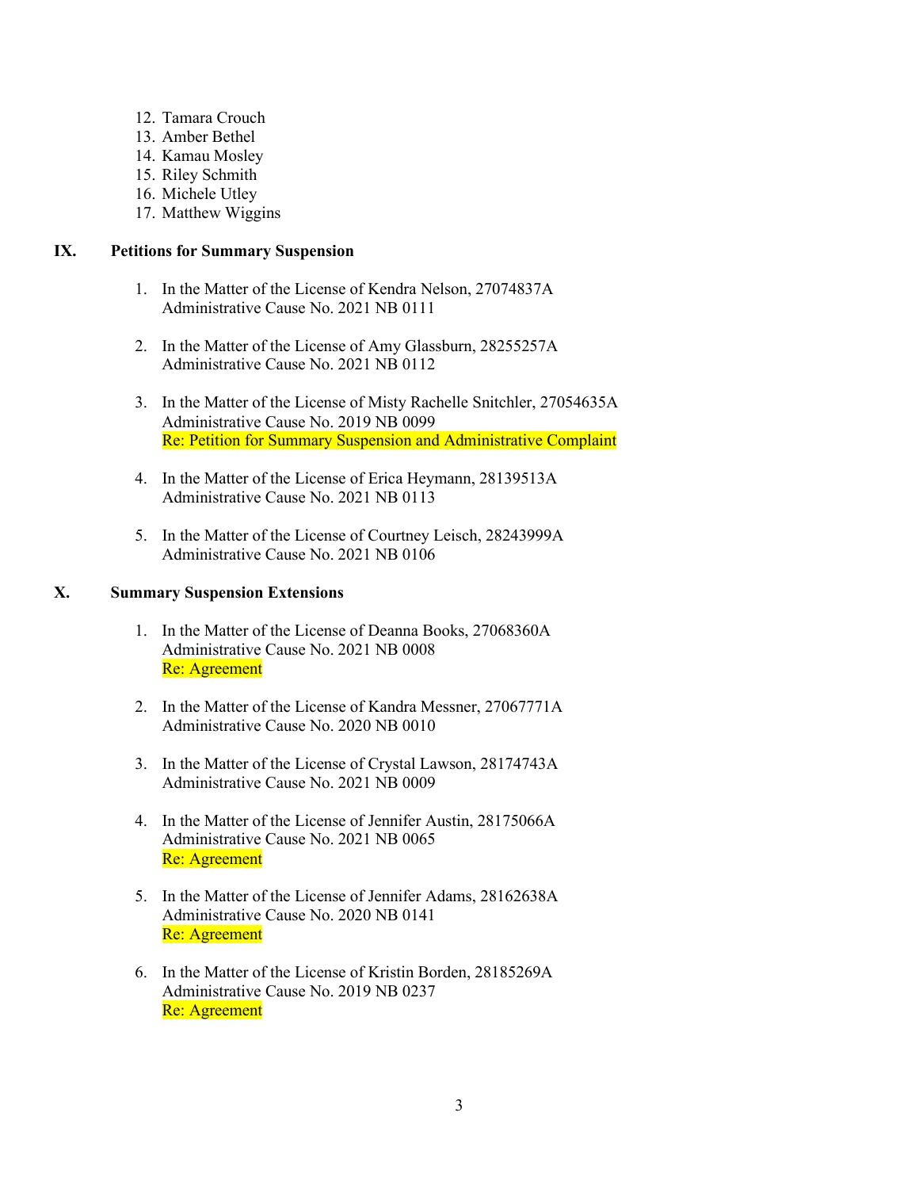12. Tamara Crouch
13. Amber Bethel
14. Kamau Mosley
15. Riley Schmith
16. Michele Utley
17. Matthew Wiggins

## IX. Petitions for Summary Suspension

1. In the Matter of the License of Kendra Nelson, 27074837A
   Administrative Cause No. 2021 NB 0111

2. In the Matter of the License of Amy Glassburn, 28255257A
   Administrative Cause No. 2021 NB 0112

3. In the Matter of the License of Misty Rachelle Snitchler, 27054635A
   Administrative Cause No. 2019 NB 0099
   Re: Petition for Summary Suspension and Administrative Complaint

4. In the Matter of the License of Erica Heymann, 28139513A
   Administrative Cause No. 2021 NB 0113

5. In the Matter of the License of Courtney Leisch, 28243999A
   Administrative Cause No. 2021 NB 0106

## X. Summary Suspension Extensions

1. In the Matter of the License of Deanna Books, 27068360A
   Administrative Cause No. 2021 NB 0008
   Re: Agreement

2. In the Matter of the License of Kandra Messner, 27067771A
   Administrative Cause No. 2020 NB 0010

3. In the Matter of the License of Crystal Lawson, 28174743A
   Administrative Cause No. 2021 NB 0009

4. In the Matter of the License of Jennifer Austin, 28175066A
   Administrative Cause No. 2021 NB 0065
   Re: Agreement

5. In the Matter of the License of Jennifer Adams, 28162638A
   Administrative Cause No. 2020 NB 0141
   Re: Agreement

6. In the Matter of the License of Kristin Borden, 28185269A
   Administrative Cause No. 2019 NB 0237
   Re: Agreement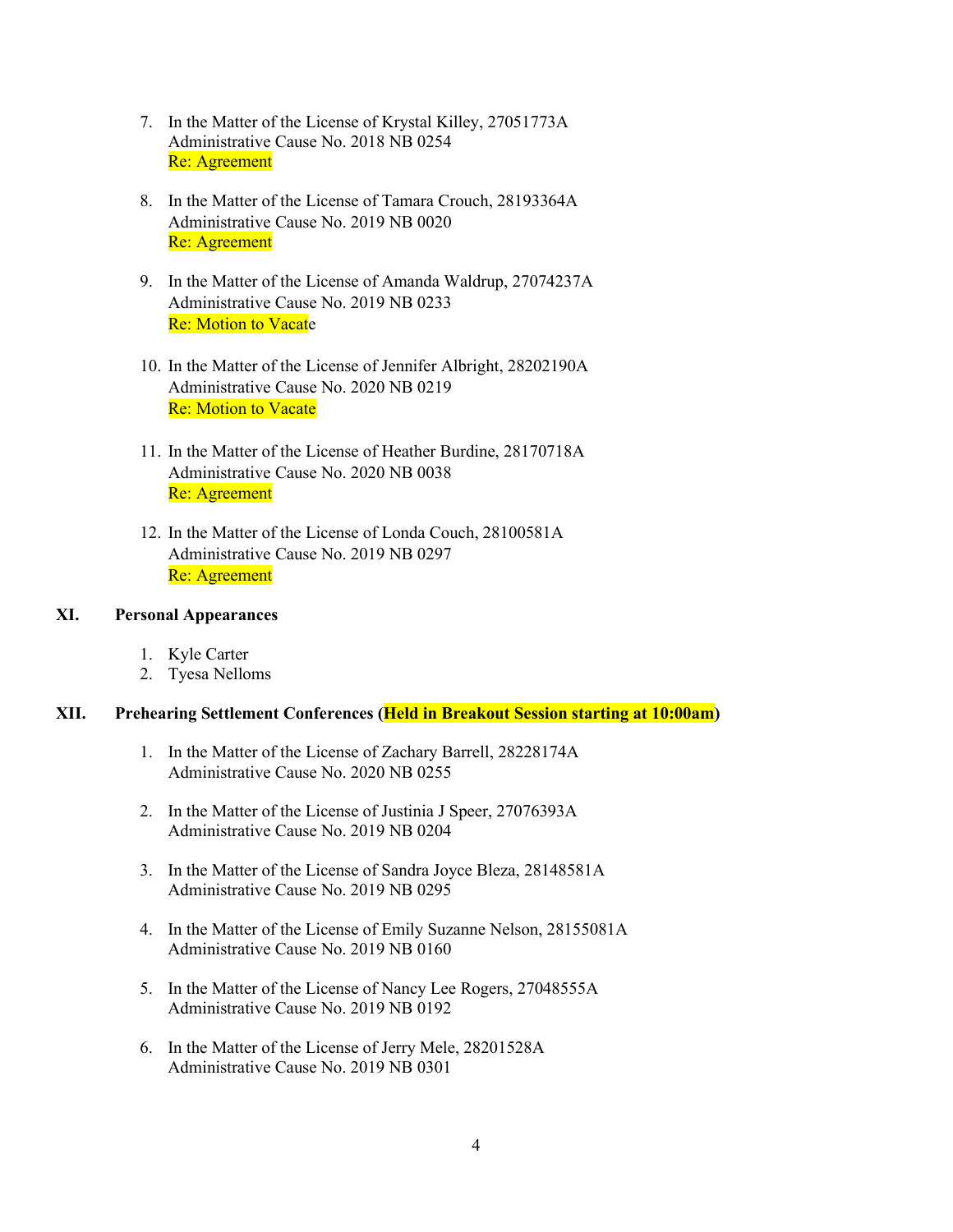7. In the Matter of the License of Krystal Killey, 27051773A
   Administrative Cause No. 2018 NB 0254
   Re: Agreement

8. In the Matter of the License of Tamara Crouch, 28193364A
   Administrative Cause No. 2019 NB 0020
   Re: Agreement

9. In the Matter of the License of Amanda Waldrup, 27074237A
   Administrative Cause No. 2019 NB 0233
   Re: Motion to Vacate

10. In the Matter of the License of Jennifer Albright, 28202190A
    Administrative Cause No. 2020 NB 0219
    Re: Motion to Vacate

11. In the Matter of the License of Heather Burdine, 28170718A
    Administrative Cause No. 2020 NB 0038
    Re: Agreement

12. In the Matter of the License of Londa Couch, 28100581A
    Administrative Cause No. 2019 NB 0297
    Re: Agreement

## XI. Personal Appearances

1. Kyle Carter
2. Tyesa Nelloms

## XII. Prehearing Settlement Conferences (**Held in Breakout Session starting at 10:00am**)

1. In the Matter of the License of Zachary Barrell, 28228174A
   Administrative Cause No. 2020 NB 0255

2. In the Matter of the License of Justinia J Speer, 27076393A
   Administrative Cause No. 2019 NB 0204

3. In the Matter of the License of Sandra Joyce Bleza, 28148581A
   Administrative Cause No. 2019 NB 0295

4. In the Matter of the License of Emily Suzanne Nelson, 28155081A
   Administrative Cause No. 2019 NB 0160

5. In the Matter of the License of Nancy Lee Rogers, 27048555A
   Administrative Cause No. 2019 NB 0192

6. In the Matter of the License of Jerry Mele, 28201528A
   Administrative Cause No. 2019 NB 0301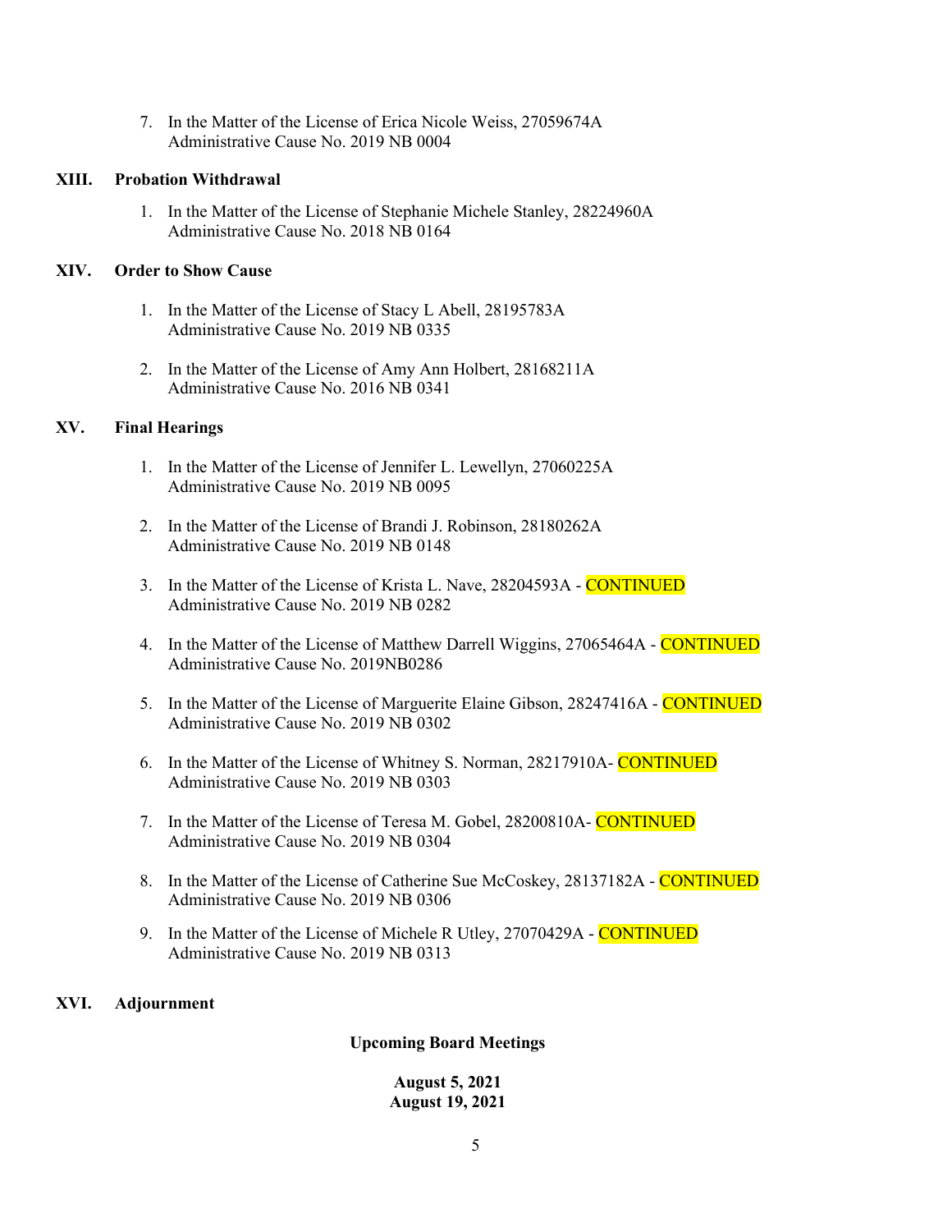7. In the Matter of the License of Erica Nicole Weiss, 27059674A
   Administrative Cause No. 2019 NB 0004

## XIII. Probation Withdrawal

1. In the Matter of the License of Stephanie Michele Stanley, 28224960A
   Administrative Cause No. 2018 NB 0164

## XIV. Order to Show Cause

1. In the Matter of the License of Stacy L Abell, 28195783A
   Administrative Cause No. 2019 NB 0335

2. In the Matter of the License of Amy Ann Holbert, 28168211A
   Administrative Cause No. 2016 NB 0341

## XV. Final Hearings

1. In the Matter of the License of Jennifer L. Lewellyn, 27060225A
   Administrative Cause No. 2019 NB 0095

2. In the Matter of the License of Brandi J. Robinson, 28180262A
   Administrative Cause No. 2019 NB 0148

3. In the Matter of the License of Krista L. Nave, 28204593A - CONTINUED
   Administrative Cause No. 2019 NB 0282

4. In the Matter of the License of Matthew Darrell Wiggins, 27065464A - CONTINUED
   Administrative Cause No. 2019NB0286

5. In the Matter of the License of Marguerite Elaine Gibson, 28247416A - CONTINUED
   Administrative Cause No. 2019 NB 0302

6. In the Matter of the License of Whitney S. Norman, 28217910A- CONTINUED
   Administrative Cause No. 2019 NB 0303

7. In the Matter of the License of Teresa M. Gobel, 28200810A- CONTINUED
   Administrative Cause No. 2019 NB 0304

8. In the Matter of the License of Catherine Sue McCoskey, 28137182A - CONTINUED
   Administrative Cause No. 2019 NB 0306

9. In the Matter of the License of Michele R Utley, 27070429A - CONTINUED
   Administrative Cause No. 2019 NB 0313

## XVI. Adjournment

**Upcoming Board Meetings**

**August 5, 2021**
**August 19, 2021**